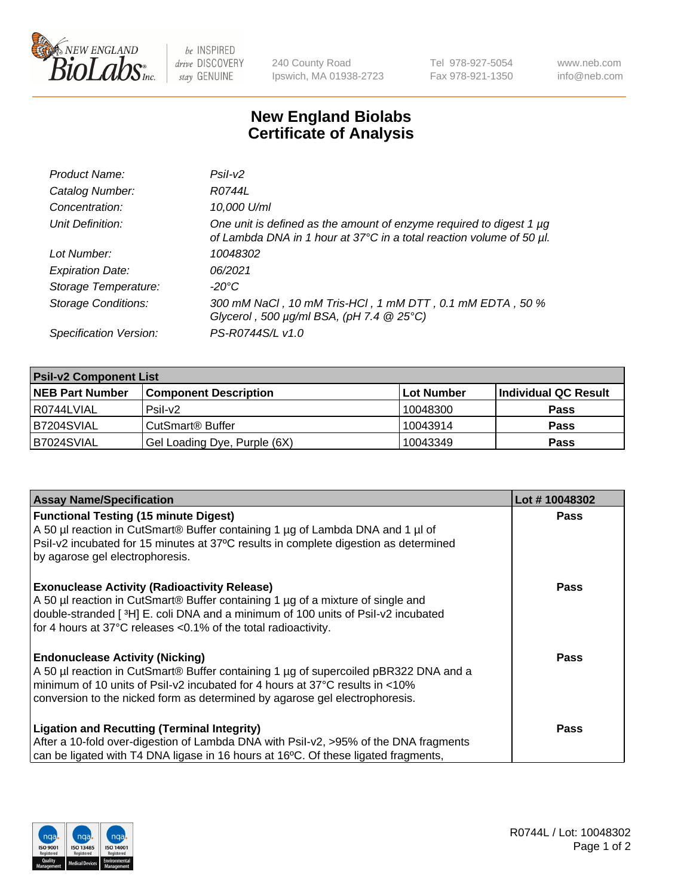New England BioLabs Inc. — be INSPIRED drive DISCOVERY stay GENUINE

240 County Road
Ipswich, MA 01938-2723

Tel 978-927-5054
Fax 978-921-1350

www.neb.com
info@neb.com

# New England Biolabs
# Certificate of Analysis

| | |
|---|---|
| *Product Name:* | *PsiI-v2* |
| *Catalog Number:* | *R0744L* |
| *Concentration:* | *10,000 U/ml* |
| *Unit Definition:* | *One unit is defined as the amount of enzyme required to digest 1 µg of Lambda DNA in 1 hour at 37°C in a total reaction volume of 50 µl.* |
| *Lot Number:* | *10048302* |
| *Expiration Date:* | *06/2021* |
| *Storage Temperature:* | *-20°C* |
| *Storage Conditions:* | *300 mM NaCl , 10 mM Tris-HCl , 1 mM DTT , 0.1 mM EDTA , 50 % Glycerol , 500 µg/ml BSA, (pH 7.4 @ 25°C)* |
| *Specification Version:* | *PS-R0744S/L v1.0* |

| **PsiI-v2 Component List** | | | |
|---|---|---|---|
| **NEB Part Number** | **Component Description** | **Lot Number** | **Individual QC Result** |
| R0744LVIAL | PsiI-v2 | 10048300 | **Pass** |
| B7204SVIAL | CutSmart® Buffer | 10043914 | **Pass** |
| B7024SVIAL | Gel Loading Dye, Purple (6X) | 10043349 | **Pass** |

| **Assay Name/Specification** | **Lot # 10048302** |
|---|---|
| **Functional Testing (15 minute Digest)** A 50 µl reaction in CutSmart® Buffer containing 1 µg of Lambda DNA and 1 µl of PsiI-v2 incubated for 15 minutes at 37ºC results in complete digestion as determined by agarose gel electrophoresis. | **Pass** |
| **Exonuclease Activity (Radioactivity Release)** A 50 µl reaction in CutSmart® Buffer containing 1 µg of a mixture of single and double-stranded [ $^3$H] E. coli DNA and a minimum of 100 units of PsiI-v2 incubated for 4 hours at 37°C releases <0.1% of the total radioactivity. | **Pass** |
| **Endonuclease Activity (Nicking)** A 50 µl reaction in CutSmart® Buffer containing 1 µg of supercoiled pBR322 DNA and a minimum of 10 units of PsiI-v2 incubated for 4 hours at 37°C results in <10% conversion to the nicked form as determined by agarose gel electrophoresis. | **Pass** |
| **Ligation and Recutting (Terminal Integrity)** After a 10-fold over-digestion of Lambda DNA with PsiI-v2, >95% of the DNA fragments can be ligated with T4 DNA ligase in 16 hours at 16ºC. Of these ligated fragments, | **Pass** |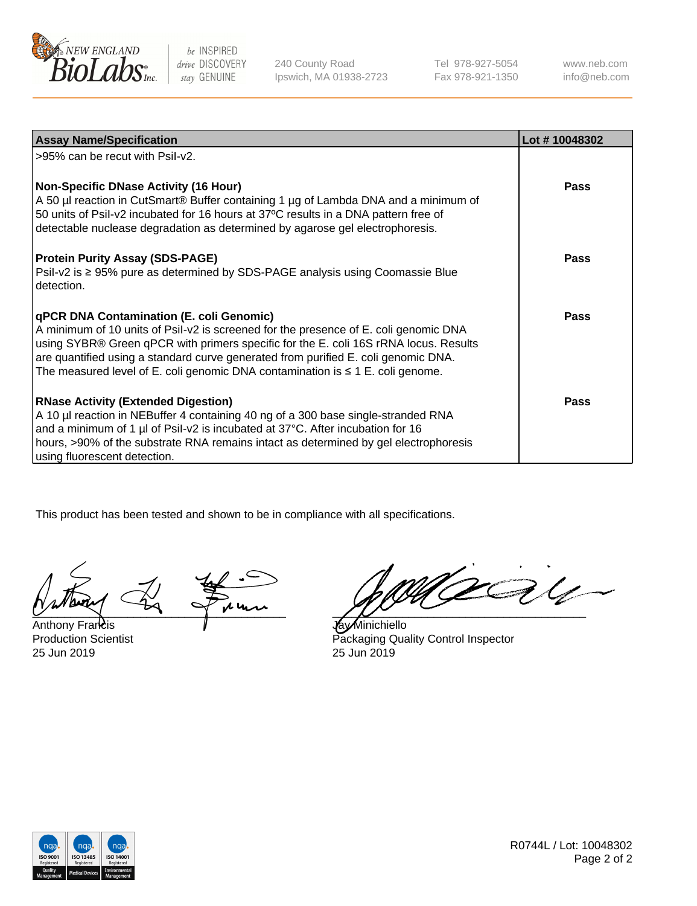| Assay Name/Specification | Lot # 10048302 |
|---|---|
| >95% can be recut with PsiI-v2. | |
| **Non-Specific DNase Activity (16 Hour)**<br>A 50 µl reaction in CutSmart® Buffer containing 1 µg of Lambda DNA and a minimum of 50 units of PsiI-v2 incubated for 16 hours at 37ºC results in a DNA pattern free of detectable nuclease degradation as determined by agarose gel electrophoresis. | **Pass** |
| **Protein Purity Assay (SDS-PAGE)**<br>PsiI-v2 is ≥ 95% pure as determined by SDS-PAGE analysis using Coomassie Blue detection. | **Pass** |
| **qPCR DNA Contamination (E. coli Genomic)**<br>A minimum of 10 units of PsiI-v2 is screened for the presence of E. coli genomic DNA using SYBR® Green qPCR with primers specific for the E. coli 16S rRNA locus. Results are quantified using a standard curve generated from purified E. coli genomic DNA. The measured level of E. coli genomic DNA contamination is ≤ 1 E. coli genome. | **Pass** |
| **RNase Activity (Extended Digestion)**<br>A 10 µl reaction in NEBuffer 4 containing 40 ng of a 300 base single-stranded RNA and a minimum of 1 µl of PsiI-v2 is incubated at 37°C. After incubation for 16 hours, >90% of the substrate RNA remains intact as determined by gel electrophoresis using fluorescent detection. | **Pass** |

This product has been tested and shown to be in compliance with all specifications.

Anthony Francis
Production Scientist
25 Jun 2019

Jay Minichiello
Packaging Quality Control Inspector
25 Jun 2019

R0744L / Lot: 10048302